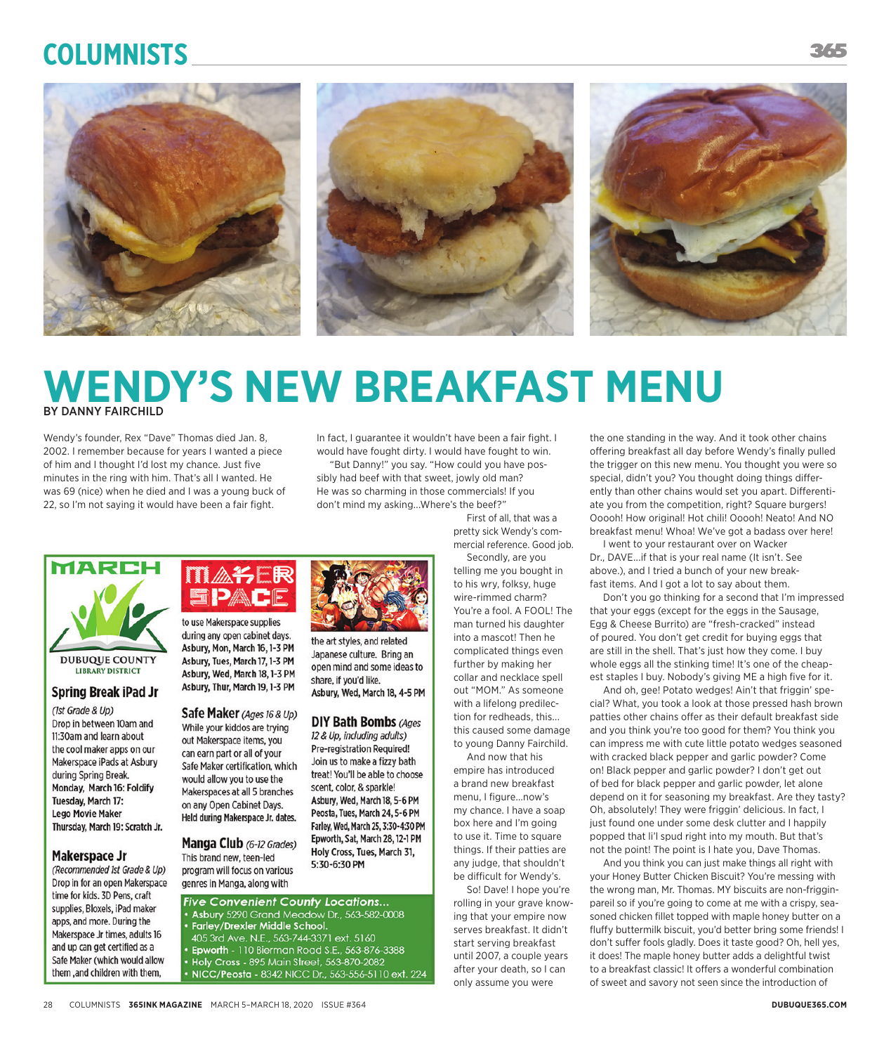# WENDY'S NEW BREAKFAST MENU

BY DANNY FAIRCHILD

Wendy's founder, Rex "Dave" Thomas died Jan. 8, 2002. I remember because for years I wanted a piece of him and I thought I'd lost my chance. Just five minutes in the ring with him. That's all I wanted. He was 69 (nice) when he died and I was a young buck of 22, so I'm not saying it would have been a fair fight.

In fact, I guarantee it wouldn't have been a fair fight. I would have fought dirty. I would have fought to win.

"But Danny!" you say. "How could you have possibly had beef with that sweet, jowly old man? He was so charming in those commercials! If you don't mind my asking...Where's the beef?"

First of all, that was a pretty sick Wendy's commercial reference. Good job.

Secondly, are you telling me you bought in to his wry, folksy, huge wire-rimmed charm? You're a fool. A FOOL! The man turned his daughter into a mascot! Then he complicated things even further by making her collar and necklace spell out "MOM." As someone with a lifelong predilection for redheads, this... this caused some damage to young Danny Fairchild.

And now that his empire has introduced a brand new breakfast menu, I figure...now's my chance. I have a soap box here and I'm going to use it. Time to square things. If their patties are any judge, that shouldn't be difficult for Wendy's.

So! Dave! I hope you're rolling in your grave knowing that your empire now serves breakfast. It didn't start serving breakfast until 2007, a couple years after your death, so I can only assume you were the one standing in the way. And it took other chains offering breakfast all day before Wendy's finally pulled the trigger on this new menu. You thought you were so special, didn't you? You thought doing things differently than other chains would set you apart. Differentiate you from the competition, right? Square burgers! Ooooh! How original! Hot chili! Ooooh! Neato! And NO breakfast menu! Whoa! We've got a badass over here!

I went to your restaurant over on Wacker Dr., DAVE...if that is your real name (It isn't. See above.), and I tried a bunch of your new breakfast items. And I got a lot to say about them.

Don't you go thinking for a second that I'm impressed that your eggs (except for the eggs in the Sausage, Egg & Cheese Burrito) are "fresh-cracked" instead of poured. You don't get credit for buying eggs that are still in the shell. That's just how they come. I buy whole eggs all the stinking time! It's one of the cheapest staples I buy. Nobody's giving ME a high five for it.

And oh, gee! Potato wedges! Ain't that friggin' special? What, you took a look at those pressed hash brown patties other chains offer as their default breakfast side and you think you're too good for them? You think you can impress me with cute little potato wedges seasoned with cracked black pepper and garlic powder? Come on! Black pepper and garlic powder? I don't get out of bed for black pepper and garlic powder, let alone depend on it for seasoning my breakfast. Are they tasty? Oh, absolutely! They were friggin' delicious. In fact, I just found one under some desk clutter and I happily popped that li'l spud right into my mouth. But that's not the point! The point is I hate you, Dave Thomas.

And you think you can just make things all right with your Honey Butter Chicken Biscuit? You're messing with the wrong man, Mr. Thomas. MY biscuits are non-frigginpareil so if you're going to come at me with a crispy, seasoned chicken fillet topped with maple honey butter on a fluffy buttermilk biscuit, you'd better bring some friends! I don't suffer fools gladly. Does it taste good? Oh, hell yes, it does! The maple honey butter adds a delightful twist to a breakfast classic! It offers a wonderful combination of sweet and savory not seen since the introduction of

---

## MARCH

DUBUQUE COUNTY LIBRARY DISTRICT

### Spring Break iPad Jr

*(1st Grade & Up)*
Drop in between 10am and 11:30am and learn about the cool maker apps on our Makerspace iPads at Asbury during Spring Break.
**Monday, March 16: Foldify**
**Tuesday, March 17: Lego Movie Maker**
**Thursday, March 19: Scratch Jr.**

### Makerspace Jr

*(Recommended 1st Grade & Up)*
Drop in for an open Makerspace time for kids. 3D Pens, craft supplies, Bloxels, iPad maker apps, and more. During the Makerspace Jr times, adults 16 and up can get certified as a Safe Maker (which would allow them ,and children with them, to use Makerspace supplies during any open cabinet days.
**Asbury, Mon, March 16, 1-3 PM**
**Asbury, Tues, March 17, 1-3 PM**
**Asbury, Wed, March 18, 1-3 PM**
**Asbury, Thur, March 19, 1-3 PM**

### Safe Maker *(Ages 16 & Up)*

While your kiddos are trying out Makerspace items, you can earn part or all of your Safe Maker certification, which would allow you to use the Makerspaces at all 5 branches on any Open Cabinet Days.
**Held during Makerspace Jr. dates.**

### Manga Club *(6-12 Grades)*

This brand new, teen-led program will focus on various genres in Manga, along with the art styles, and related Japanese culture. Bring an open mind and some ideas to share, if you'd like.
**Asbury, Wed, March 18, 4-5 PM**

### DIY Bath Bombs *(Ages 12 & Up, including adults)*

**Pre-registration Required!**
Join us to make a fizzy bath treat! You'll be able to choose scent, color, & sparkle!
**Asbury, Wed, March 18, 5-6 PM**
**Peosta, Tues, March 24, 5-6 PM**
**Farley, Wed, March 25, 3:30-4:30 PM**
**Epworth, Sat, March 28, 12-1 PM**
**Holy Cross, Tues, March 31, 5:30-6:30 PM**

*Five Convenient County Locations...*

- **Asbury** 5290 Grand Meadow Dr., 563-582-0008
- **Farley/Drexler Middle School.** 405 3rd Ave. N.E., 563-744-3371 ext. 5160
- **Epworth** - 110 Bierman Road S.E., 563-876-3388
- **Holy Cross** - 895 Main Street, 563-870-2082
- **NICC/Peosta** - 8342 NICC Dr., 563-556-5110 ext. 224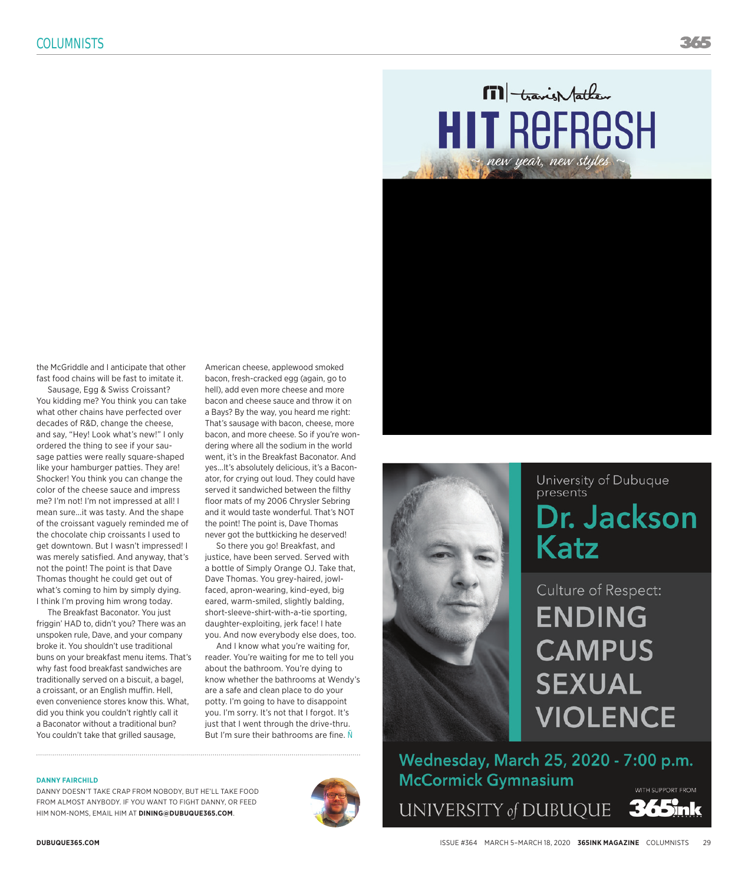the McGriddle and I anticipate that other fast food chains will be fast to imitate it.

Sausage, Egg & Swiss Croissant? You kidding me? You think you can take what other chains have perfected over decades of R&D, change the cheese, and say, "Hey! Look what's new!" I only ordered the thing to see if your sausage patties were really square-shaped like your hamburger patties. They are! Shocker! You think you can change the color of the cheese sauce and impress me? I'm not! I'm not impressed at all! I mean sure...it was tasty. And the shape of the croissant vaguely reminded me of the chocolate chip croissants I used to get downtown. But I wasn't impressed! I was merely satisfied. And anyway, that's not the point! The point is that Dave Thomas thought he could get out of what's coming to him by simply dying. I think I'm proving him wrong today.

The Breakfast Baconator. You just friggin' HAD to, didn't you? There was an unspoken rule, Dave, and your company broke it. You shouldn't use traditional buns on your breakfast menu items. That's why fast food breakfast sandwiches are traditionally served on a biscuit, a bagel, a croissant, or an English muffin. Hell, even convenience stores know this. What, did you think you couldn't rightly call it a Baconator without a traditional bun? You couldn't take that grilled sausage, American cheese, applewood smoked bacon, fresh-cracked egg (again, go to hell), add even more cheese and more bacon and cheese sauce and throw it on a Bays? By the way, you heard me right: That's sausage with bacon, cheese, more bacon, and more cheese. So if you're wondering where all the sodium in the world went, it's in the Breakfast Baconator. And yes...It's absolutely delicious, it's a Baconator, for crying out loud. They could have served it sandwiched between the filthy floor mats of my 2006 Chrysler Sebring and it would taste wonderful. That's NOT the point! The point is, Dave Thomas never got the buttkicking he deserved!

So there you go! Breakfast, and justice, have been served. Served with a bottle of Simply Orange OJ. Take that, Dave Thomas. You grey-haired, jowl-faced, apron-wearing, kind-eyed, big eared, warm-smiled, slightly balding, short-sleeve-shirt-with-a-tie sporting, daughter-exploiting, jerk face! I hate you. And now everybody else does, too.

And I know what you're waiting for, reader. You're waiting for me to tell you about the bathroom. You're dying to know whether the bathrooms at Wendy's are a safe and clean place to do your potty. I'm going to have to disappoint you. I'm sorry. It's not that I forgot. It's just that I went through the drive-thru. But I'm sure their bathrooms are fine.

**DANNY FAIRCHILD**

DANNY DOESN'T TAKE CRAP FROM NOBODY, BUT HE'LL TAKE FOOD FROM ALMOST ANYBODY. IF YOU WANT TO FIGHT DANNY, OR FEED HIM NOM-NOMS, EMAIL HIM AT **DINING@DUBUQUE365.COM**.

Travis Mathew

HIT REFRESH

~ new year, new styles ~

University of Dubuque presents

Dr. Jackson Katz

Culture of Respect:

ENDING CAMPUS SEXUAL VIOLENCE

Wednesday, March 25, 2020 - 7:00 p.m.
McCormick Gymnasium

UNIVERSITY of DUBUQUE

WITH SUPPORT FROM 365ink